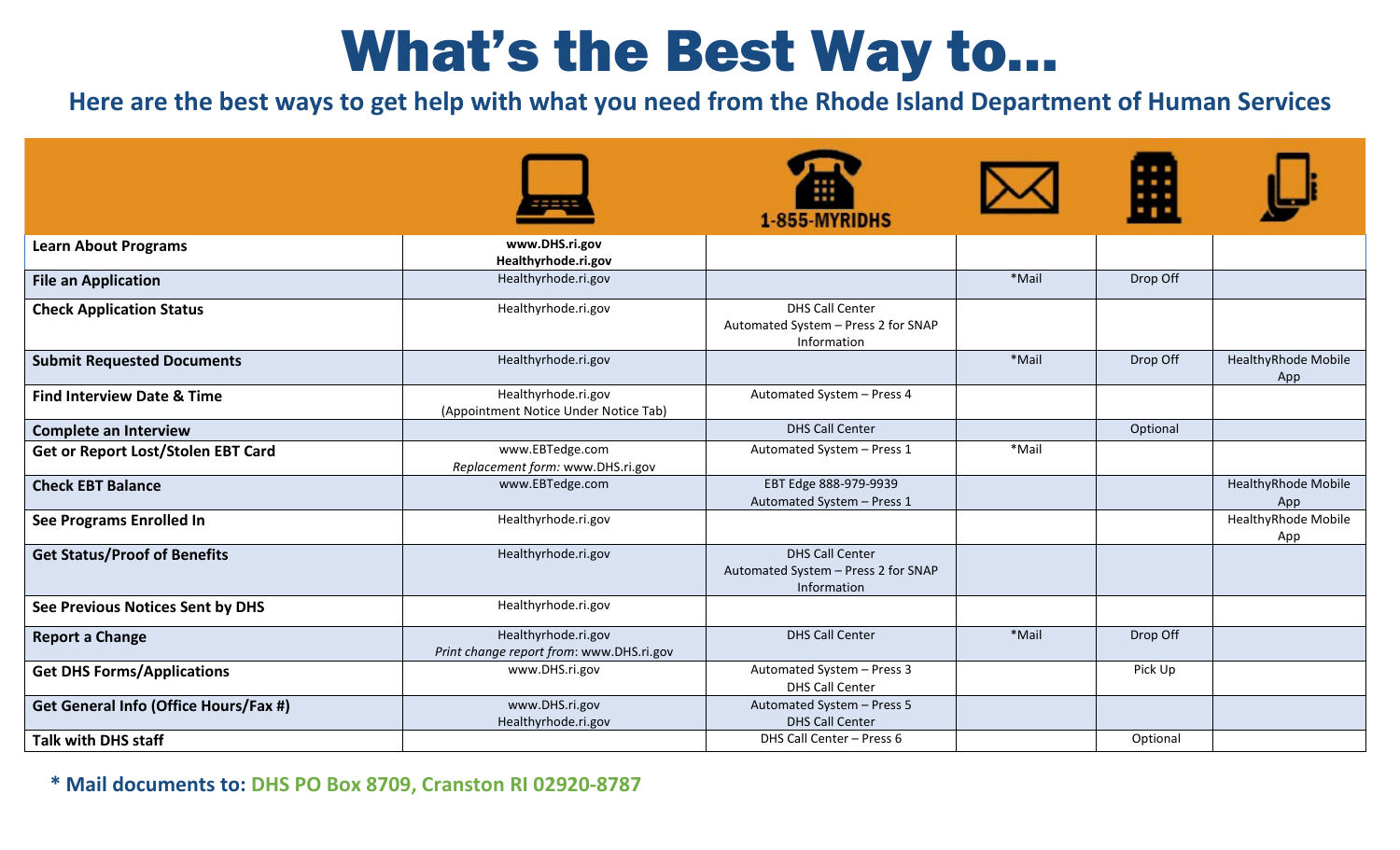# What's the Best Way to…

## Here are the best ways to get help with what you need from the Rhode Island Department of Human Services

| | Online | Phone: 1-855-MYRIDHS | Mail | Office | Mobile App |
|---|---|---|---|---|---|
| **Learn About Programs** | **www.DHS.ri.gov** **Healthyrhode.ri.gov** | | | | |
| **File an Application** | Healthyrhode.ri.gov | | *Mail | Drop Off | |
| **Check Application Status** | Healthyrhode.ri.gov | DHS Call Center Automated System – Press 2 for SNAP Information | | | |
| **Submit Requested Documents** | Healthyrhode.ri.gov | | *Mail | Drop Off | HealthyRhode Mobile App |
| **Find Interview Date & Time** | Healthyrhode.ri.gov (Appointment Notice Under Notice Tab) | Automated System – Press 4 | | | |
| **Complete an Interview** | | DHS Call Center | | Optional | |
| **Get or Report Lost/Stolen EBT Card** | www.EBTedge.com *Replacement form:* www.DHS.ri.gov | Automated System – Press 1 | *Mail | | |
| **Check EBT Balance** | www.EBTedge.com | EBT Edge 888-979-9939 Automated System – Press 1 | | | HealthyRhode Mobile App |
| **See Programs Enrolled In** | Healthyrhode.ri.gov | | | | HealthyRhode Mobile App |
| **Get Status/Proof of Benefits** | Healthyrhode.ri.gov | DHS Call Center Automated System – Press 2 for SNAP Information | | | |
| **See Previous Notices Sent by DHS** | Healthyrhode.ri.gov | | | | |
| **Report a Change** | Healthyrhode.ri.gov *Print change report from*: www.DHS.ri.gov | DHS Call Center | *Mail | Drop Off | |
| **Get DHS Forms/Applications** | www.DHS.ri.gov | Automated System – Press 3 DHS Call Center | | Pick Up | |
| **Get General Info (Office Hours/Fax #)** | www.DHS.ri.gov Healthyrhode.ri.gov | Automated System – Press 5 DHS Call Center | | | |
| **Talk with DHS staff** | | DHS Call Center – Press 6 | | Optional | |

**\* Mail documents to:** DHS PO Box 8709, Cranston RI 02920-8787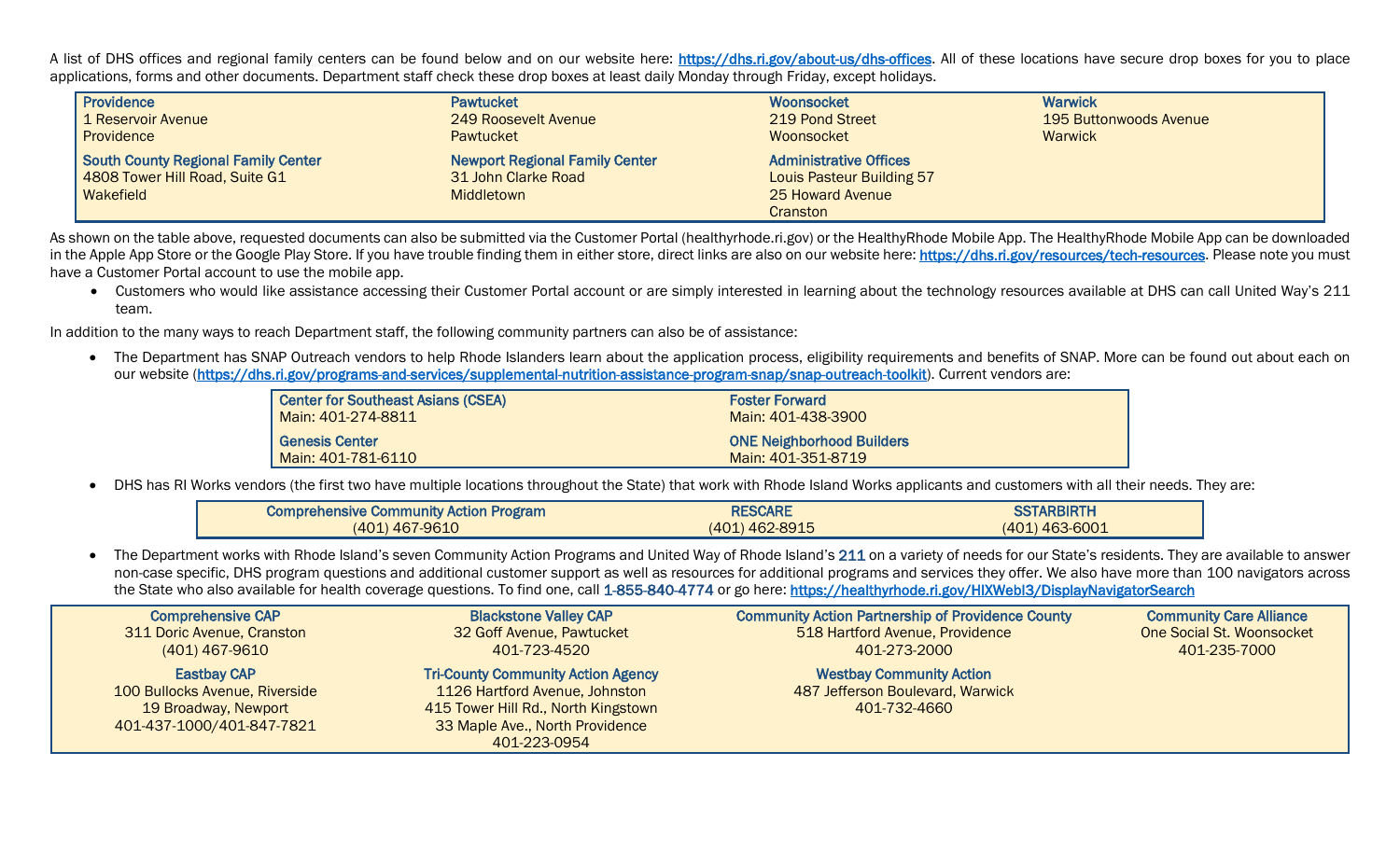A list of DHS offices and regional family centers can be found below and on our website here: https://dhs.ri.gov/about-us/dhs-offices. All of these locations have secure drop boxes for you to place applications, forms and other documents. Department staff check these drop boxes at least daily Monday through Friday, except holidays.

| | | | |
|---|---|---|---|
| **Providence**<br>1 Reservoir Avenue<br>Providence | **Pawtucket**<br>249 Roosevelt Avenue<br>Pawtucket | **Woonsocket**<br>219 Pond Street<br>Woonsocket | **Warwick**<br>195 Buttonwoods Avenue<br>Warwick |
| **South County Regional Family Center**<br>4808 Tower Hill Road, Suite G1<br>Wakefield | **Newport Regional Family Center**<br>31 John Clarke Road<br>Middletown | **Administrative Offices**<br>Louis Pasteur Building 57<br>25 Howard Avenue<br>Cranston | |

As shown on the table above, requested documents can also be submitted via the Customer Portal (healthyrhode.ri.gov) or the HealthyRhode Mobile App. The HealthyRhode Mobile App can be downloaded in the Apple App Store or the Google Play Store. If you have trouble finding them in either store, direct links are also on our website here: https://dhs.ri.gov/resources/tech-resources. Please note you must have a Customer Portal account to use the mobile app.

- Customers who would like assistance accessing their Customer Portal account or are simply interested in learning about the technology resources available at DHS can call United Way's 211 team.

In addition to the many ways to reach Department staff, the following community partners can also be of assistance:

- The Department has SNAP Outreach vendors to help Rhode Islanders learn about the application process, eligibility requirements and benefits of SNAP. More can be found out about each on our website (https://dhs.ri.gov/programs-and-services/supplemental-nutrition-assistance-program-snap/snap-outreach-toolkit). Current vendors are:

| | |
|---|---|
| **Center for Southeast Asians (CSEA)**<br>Main: 401-274-8811 | **Foster Forward**<br>Main: 401-438-3900 |
| **Genesis Center**<br>Main: 401-781-6110 | **ONE Neighborhood Builders**<br>Main: 401-351-8719 |

- DHS has RI Works vendors (the first two have multiple locations throughout the State) that work with Rhode Island Works applicants and customers with all their needs. They are:

| Comprehensive Community Action Program | RESCARE | SSTARBIRTH |
|---|---|---|
| (401) 467-9610 | (401) 462-8915 | (401) 463-6001 |

- The Department works with Rhode Island's seven Community Action Programs and United Way of Rhode Island's **211** on a variety of needs for our State's residents. They are available to answer non-case specific, DHS program questions and additional customer support as well as resources for additional programs and services they offer. We also have more than 100 navigators across the State who also available for health coverage questions. To find one, call **1-855-840-4774** or go here: https://healthyrhode.ri.gov/HIXWebI3/DisplayNavigatorSearch

| | | | |
|---|---|---|---|
| **Comprehensive CAP**<br>311 Doric Avenue, Cranston<br>(401) 467-9610 | **Blackstone Valley CAP**<br>32 Goff Avenue, Pawtucket<br>401-723-4520 | **Community Action Partnership of Providence County**<br>518 Hartford Avenue, Providence<br>401-273-2000 | **Community Care Alliance**<br>One Social St. Woonsocket<br>401-235-7000 |
| **Eastbay CAP**<br>100 Bullocks Avenue, Riverside<br>19 Broadway, Newport<br>401-437-1000/401-847-7821 | **Tri-County Community Action Agency**<br>1126 Hartford Avenue, Johnston<br>415 Tower Hill Rd., North Kingstown<br>33 Maple Ave., North Providence<br>401-223-0954 | **Westbay Community Action**<br>487 Jefferson Boulevard, Warwick<br>401-732-4660 | |